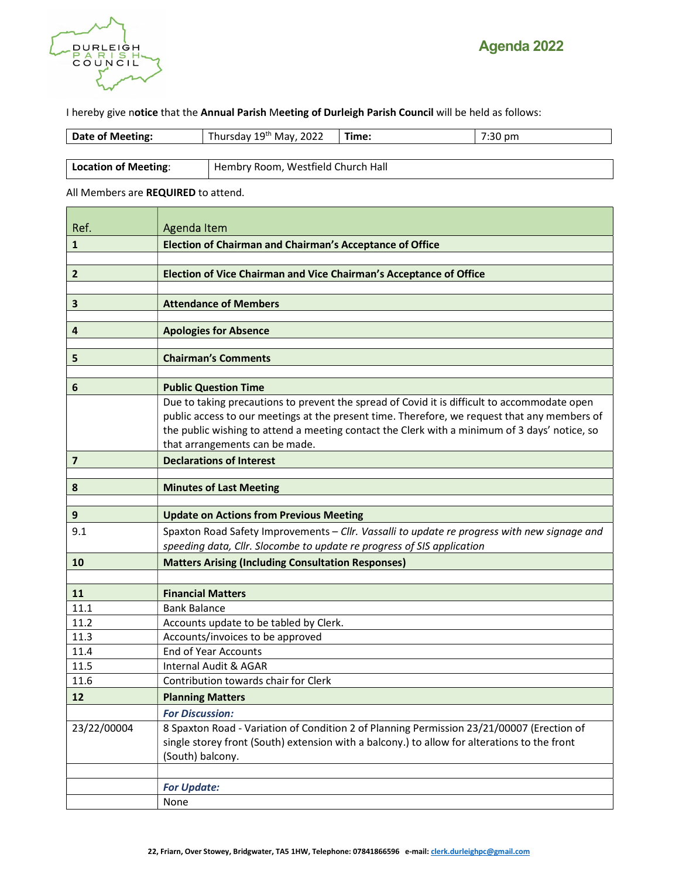# Agenda 2022

I hereby give n**otice** that the **Annual Parish** M**eeting of Durleigh Parish Council** will be held as follows:

| **Date of Meeting:** | Thursday 19th May, 2022 | **Time:** | 7:30 pm |
|---|---|---|---|

| **Location of Meeting**: | Hembry Room, Westfield Church Hall |
|---|---|

All Members are **REQUIRED** to attend.

| Ref. | Agenda Item |
|---|---|
| **1** | **Election of Chairman and Chairman's Acceptance of Office** |
| | |
| **2** | **Election of Vice Chairman and Vice Chairman's Acceptance of Office** |
| | |
| **3** | **Attendance of Members** |
| | |
| **4** | **Apologies for Absence** |
| | |
| **5** | **Chairman's Comments** |
| | |
| **6** | **Public Question Time** |
| | Due to taking precautions to prevent the spread of Covid it is difficult to accommodate open public access to our meetings at the present time. Therefore, we request that any members of the public wishing to attend a meeting contact the Clerk with a minimum of 3 days' notice, so that arrangements can be made. |
| **7** | **Declarations of Interest** |
| | |
| **8** | **Minutes of Last Meeting** |
| | |
| **9** | **Update on Actions from Previous Meeting** |
| 9.1 | Spaxton Road Safety Improvements – *Cllr. Vassalli to update re progress with new signage and speeding data, Cllr. Slocombe to update re progress of SIS application* |
| **10** | **Matters Arising (Including Consultation Responses)** |
| | |
| **11** | **Financial Matters** |
| 11.1 | Bank Balance |
| 11.2 | Accounts update to be tabled by Clerk. |
| 11.3 | Accounts/invoices to be approved |
| 11.4 | End of Year Accounts |
| 11.5 | Internal Audit & AGAR |
| 11.6 | Contribution towards chair for Clerk |
| **12** | **Planning Matters** |
| | ***For Discussion:*** |
| 23/22/00004 | 8 Spaxton Road - Variation of Condition 2 of Planning Permission 23/21/00007 (Erection of single storey front (South) extension with a balcony.) to allow for alterations to the front (South) balcony. |
| | |
| | ***For Update:*** |
| | None |

22, Friarn, Over Stowey, Bridgwater, TA5 1HW, Telephone: 07841866596 e-mail: clerk.durleighpc@gmail.com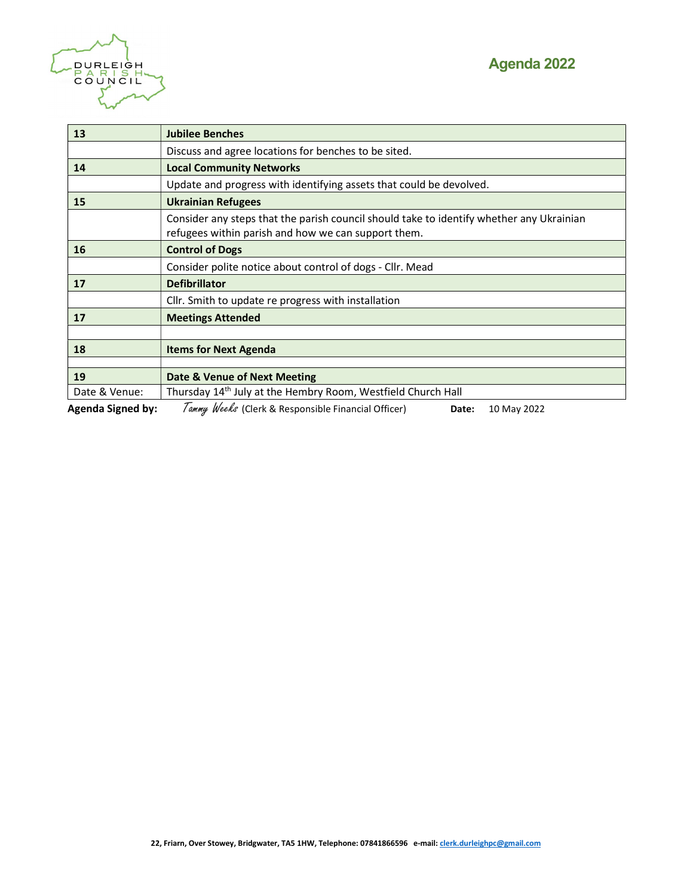# Agenda 2022

| | |
|---|---|
| **13** | **Jubilee Benches** |
| | Discuss and agree locations for benches to be sited. |
| **14** | **Local Community Networks** |
| | Update and progress with identifying assets that could be devolved. |
| **15** | **Ukrainian Refugees** |
| | Consider any steps that the parish council should take to identify whether any Ukrainian refugees within parish and how we can support them. |
| **16** | **Control of Dogs** |
| | Consider polite notice about control of dogs - Cllr. Mead |
| **17** | **Defibrillator** |
| | Cllr. Smith to update re progress with installation |
| **17** | **Meetings Attended** |
| | |
| **18** | **Items for Next Agenda** |
| | |
| **19** | **Date & Venue of Next Meeting** |
| Date & Venue: | Thursday 14th July at the Hembry Room, Westfield Church Hall |

**Agenda Signed by:** *Tammy Weeks* (Clerk & Responsible Financial Officer) **Date:** 10 May 2022

**22, Friarn, Over Stowey, Bridgwater, TA5 1HW, Telephone: 07841866596 e-mail: clerk.durleighpc@gmail.com**